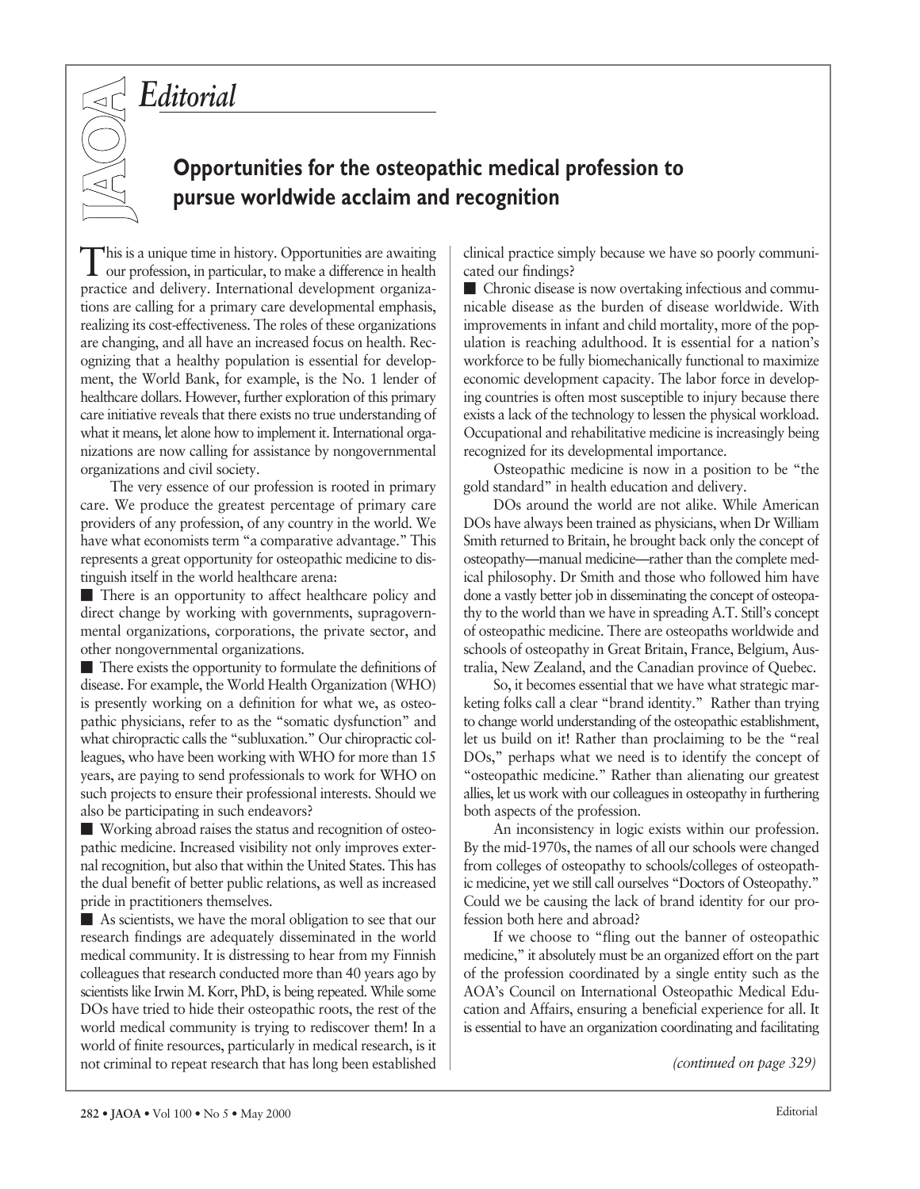*Editorial*

## Opportunities for the osteopathic medical profession to pursue worldwide acclaim and recognition

This is a unique time in history. Opportunities are awaiting our profession, in particular, to make a difference in health practice and delivery. International development organizations are calling for a primary care developmental emphasis, realizing its cost-effectiveness. The roles of these organizations are changing, and all have an increased focus on health. Recognizing that a healthy population is essential for development, the World Bank, for example, is the No. 1 lender of healthcare dollars. However, further exploration of this primary care initiative reveals that there exists no true understanding of what it means, let alone how to implement it. International organizations are now calling for assistance by nongovernmental organizations and civil society.

The very essence of our profession is rooted in primary care. We produce the greatest percentage of primary care providers of any profession, of any country in the world. We have what economists term "a comparative advantage." This represents a great opportunity for osteopathic medicine to distinguish itself in the world healthcare arena:

- There is an opportunity to affect healthcare policy and direct change by working with governments, supragovernmental organizations, corporations, the private sector, and other nongovernmental organizations.
- There exists the opportunity to formulate the definitions of disease. For example, the World Health Organization (WHO) is presently working on a definition for what we, as osteopathic physicians, refer to as the "somatic dysfunction" and what chiropractic calls the "subluxation." Our chiropractic colleagues, who have been working with WHO for more than 15 years, are paying to send professionals to work for WHO on such projects to ensure their professional interests. Should we also be participating in such endeavors?
- Working abroad raises the status and recognition of osteopathic medicine. Increased visibility not only improves external recognition, but also that within the United States. This has the dual benefit of better public relations, as well as increased pride in practitioners themselves.
- As scientists, we have the moral obligation to see that our research findings are adequately disseminated in the world medical community. It is distressing to hear from my Finnish colleagues that research conducted more than 40 years ago by scientists like Irwin M. Korr, PhD, is being repeated. While some DOs have tried to hide their osteopathic roots, the rest of the world medical community is trying to rediscover them! In a world of finite resources, particularly in medical research, is it not criminal to repeat research that has long been established clinical practice simply because we have so poorly communicated our findings?
- Chronic disease is now overtaking infectious and communicable disease as the burden of disease worldwide. With improvements in infant and child mortality, more of the population is reaching adulthood. It is essential for a nation's workforce to be fully biomechanically functional to maximize economic development capacity. The labor force in developing countries is often most susceptible to injury because there exists a lack of the technology to lessen the physical workload. Occupational and rehabilitative medicine is increasingly being recognized for its developmental importance.

Osteopathic medicine is now in a position to be "the gold standard" in health education and delivery.

DOs around the world are not alike. While American DOs have always been trained as physicians, when Dr William Smith returned to Britain, he brought back only the concept of osteopathy—manual medicine—rather than the complete medical philosophy. Dr Smith and those who followed him have done a vastly better job in disseminating the concept of osteopathy to the world than we have in spreading A.T. Still's concept of osteopathic medicine. There are osteopaths worldwide and schools of osteopathy in Great Britain, France, Belgium, Australia, New Zealand, and the Canadian province of Quebec.

So, it becomes essential that we have what strategic marketing folks call a clear "brand identity." Rather than trying to change world understanding of the osteopathic establishment, let us build on it! Rather than proclaiming to be the "real DOs," perhaps what we need is to identify the concept of "osteopathic medicine." Rather than alienating our greatest allies, let us work with our colleagues in osteopathy in furthering both aspects of the profession.

An inconsistency in logic exists within our profession. By the mid-1970s, the names of all our schools were changed from colleges of osteopathy to schools/colleges of osteopathic medicine, yet we still call ourselves "Doctors of Osteopathy." Could we be causing the lack of brand identity for our profession both here and abroad?

If we choose to "fling out the banner of osteopathic medicine," it absolutely must be an organized effort on the part of the profession coordinated by a single entity such as the AOA's Council on International Osteopathic Medical Education and Affairs, ensuring a beneficial experience for all. It is essential to have an organization coordinating and facilitating

*(continued on page 329)*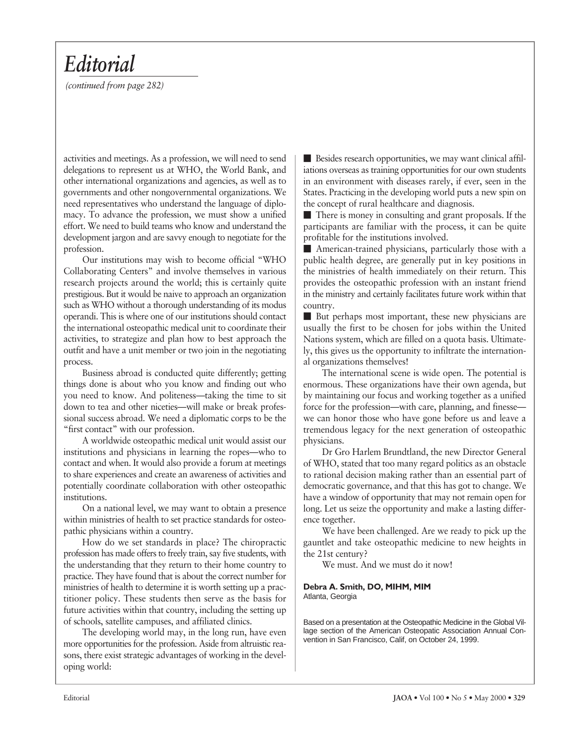# Editorial

*(continued from page 282)*

activities and meetings. As a profession, we will need to send delegations to represent us at WHO, the World Bank, and other international organizations and agencies, as well as to governments and other nongovernmental organizations. We need representatives who understand the language of diplomacy. To advance the profession, we must show a unified effort. We need to build teams who know and understand the development jargon and are savvy enough to negotiate for the profession.

Our institutions may wish to become official "WHO Collaborating Centers" and involve themselves in various research projects around the world; this is certainly quite prestigious. But it would be naive to approach an organization such as WHO without a thorough understanding of its modus operandi. This is where one of our institutions should contact the international osteopathic medical unit to coordinate their activities, to strategize and plan how to best approach the outfit and have a unit member or two join in the negotiating process.

Business abroad is conducted quite differently; getting things done is about who you know and finding out who you need to know. And politeness—taking the time to sit down to tea and other niceties—will make or break professional success abroad. We need a diplomatic corps to be the "first contact" with our profession.

A worldwide osteopathic medical unit would assist our institutions and physicians in learning the ropes—who to contact and when. It would also provide a forum at meetings to share experiences and create an awareness of activities and potentially coordinate collaboration with other osteopathic institutions.

On a national level, we may want to obtain a presence within ministries of health to set practice standards for osteopathic physicians within a country.

How do we set standards in place? The chiropractic profession has made offers to freely train, say five students, with the understanding that they return to their home country to practice. They have found that is about the correct number for ministries of health to determine it is worth setting up a practitioner policy. These students then serve as the basis for future activities within that country, including the setting up of schools, satellite campuses, and affiliated clinics.

The developing world may, in the long run, have even more opportunities for the profession. Aside from altruistic reasons, there exist strategic advantages of working in the developing world:

- Besides research opportunities, we may want clinical affiliations overseas as training opportunities for our own students in an environment with diseases rarely, if ever, seen in the States. Practicing in the developing world puts a new spin on the concept of rural healthcare and diagnosis.
- There is money in consulting and grant proposals. If the participants are familiar with the process, it can be quite profitable for the institutions involved.
- American-trained physicians, particularly those with a public health degree, are generally put in key positions in the ministries of health immediately on their return. This provides the osteopathic profession with an instant friend in the ministry and certainly facilitates future work within that country.
- But perhaps most important, these new physicians are usually the first to be chosen for jobs within the United Nations system, which are filled on a quota basis. Ultimately, this gives us the opportunity to infiltrate the international organizations themselves!

The international scene is wide open. The potential is enormous. These organizations have their own agenda, but by maintaining our focus and working together as a unified force for the profession—with care, planning, and finesse—we can honor those who have gone before us and leave a tremendous legacy for the next generation of osteopathic physicians.

Dr Gro Harlem Brundtland, the new Director General of WHO, stated that too many regard politics as an obstacle to rational decision making rather than an essential part of democratic governance, and that this has got to change. We have a window of opportunity that may not remain open for long. Let us seize the opportunity and make a lasting difference together.

We have been challenged. Are we ready to pick up the gauntlet and take osteopathic medicine to new heights in the 21st century?

We must. And we must do it now!

**Debra A. Smith, DO, MIHM, MIM**
Atlanta, Georgia

Based on a presentation at the Osteopathic Medicine in the Global Village section of the American Osteopathic Association Annual Convention in San Francisco, Calif, on October 24, 1999.